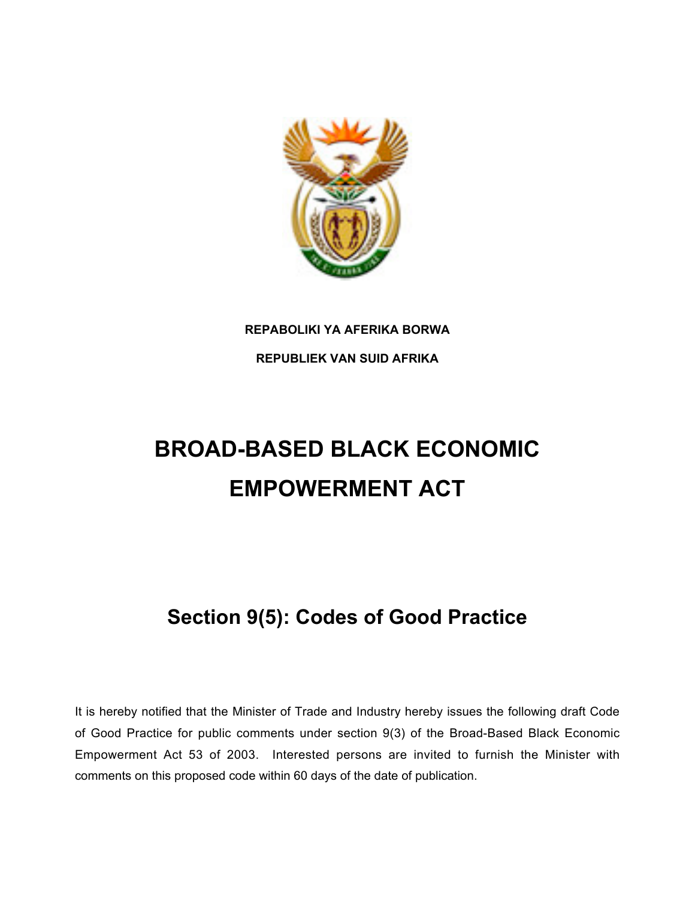**REPABOLIKI YA AFERIKA BORWA**

**REPUBLIEK VAN SUID AFRIKA**

# BROAD-BASED BLACK ECONOMIC EMPOWERMENT ACT

## Section 9(5): Codes of Good Practice

It is hereby notified that the Minister of Trade and Industry hereby issues the following draft Code of Good Practice for public comments under section 9(3) of the Broad-Based Black Economic Empowerment Act 53 of 2003. Interested persons are invited to furnish the Minister with comments on this proposed code within 60 days of the date of publication.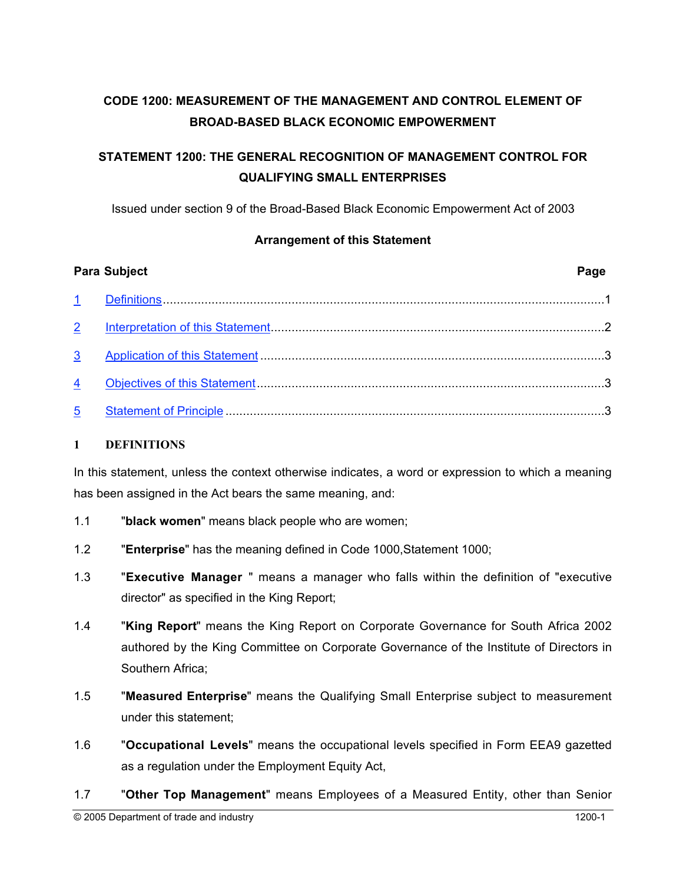**CODE 1200: MEASUREMENT OF THE MANAGEMENT AND CONTROL ELEMENT OF BROAD-BASED BLACK ECONOMIC EMPOWERMENT**

**STATEMENT 1200: THE GENERAL RECOGNITION OF MANAGEMENT CONTROL FOR QUALIFYING SMALL ENTERPRISES**

Issued under section 9 of the Broad-Based Black Economic Empowerment Act of 2003

**Arrangement of this Statement**

| Para | Subject | Page |
|---|---|---|
| 1 | Definitions | 1 |
| 2 | Interpretation of this Statement | 2 |
| 3 | Application of this Statement | 3 |
| 4 | Objectives of this Statement | 3 |
| 5 | Statement of Principle | 3 |

## 1 DEFINITIONS

In this statement, unless the context otherwise indicates, a word or expression to which a meaning has been assigned in the Act bears the same meaning, and:

1.1 "**black women**" means black people who are women;

1.2 "**Enterprise**" has the meaning defined in Code 1000,Statement 1000;

1.3 "**Executive Manager** " means a manager who falls within the definition of "executive director" as specified in the King Report;

1.4 "**King Report**" means the King Report on Corporate Governance for South Africa 2002 authored by the King Committee on Corporate Governance of the Institute of Directors in Southern Africa;

1.5 "**Measured Enterprise**" means the Qualifying Small Enterprise subject to measurement under this statement;

1.6 "**Occupational Levels**" means the occupational levels specified in Form EEA9 gazetted as a regulation under the Employment Equity Act,

1.7 "**Other Top Management**" means Employees of a Measured Entity, other than Senior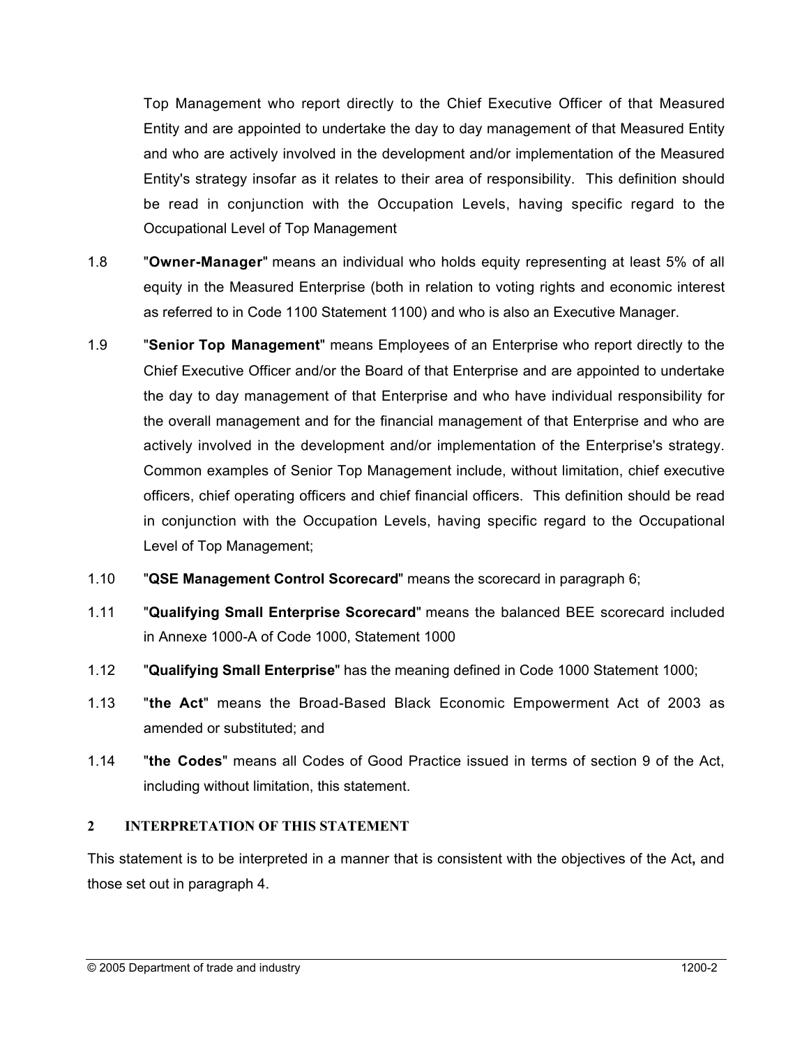Top Management who report directly to the Chief Executive Officer of that Measured Entity and are appointed to undertake the day to day management of that Measured Entity and who are actively involved in the development and/or implementation of the Measured Entity's strategy insofar as it relates to their area of responsibility. This definition should be read in conjunction with the Occupation Levels, having specific regard to the Occupational Level of Top Management

1.8 "**Owner-Manager**" means an individual who holds equity representing at least 5% of all equity in the Measured Enterprise (both in relation to voting rights and economic interest as referred to in Code 1100 Statement 1100) and who is also an Executive Manager.

1.9 "**Senior Top Management**" means Employees of an Enterprise who report directly to the Chief Executive Officer and/or the Board of that Enterprise and are appointed to undertake the day to day management of that Enterprise and who have individual responsibility for the overall management and for the financial management of that Enterprise and who are actively involved in the development and/or implementation of the Enterprise's strategy. Common examples of Senior Top Management include, without limitation, chief executive officers, chief operating officers and chief financial officers. This definition should be read in conjunction with the Occupation Levels, having specific regard to the Occupational Level of Top Management;

1.10 "**QSE Management Control Scorecard**" means the scorecard in paragraph 6;

1.11 "**Qualifying Small Enterprise Scorecard**" means the balanced BEE scorecard included in Annexe 1000-A of Code 1000, Statement 1000

1.12 "**Qualifying Small Enterprise**" has the meaning defined in Code 1000 Statement 1000;

1.13 "**the Act**" means the Broad-Based Black Economic Empowerment Act of 2003 as amended or substituted; and

1.14 "**the Codes**" means all Codes of Good Practice issued in terms of section 9 of the Act, including without limitation, this statement.

## 2 INTERPRETATION OF THIS STATEMENT

This statement is to be interpreted in a manner that is consistent with the objectives of the Act**,** and those set out in paragraph 4.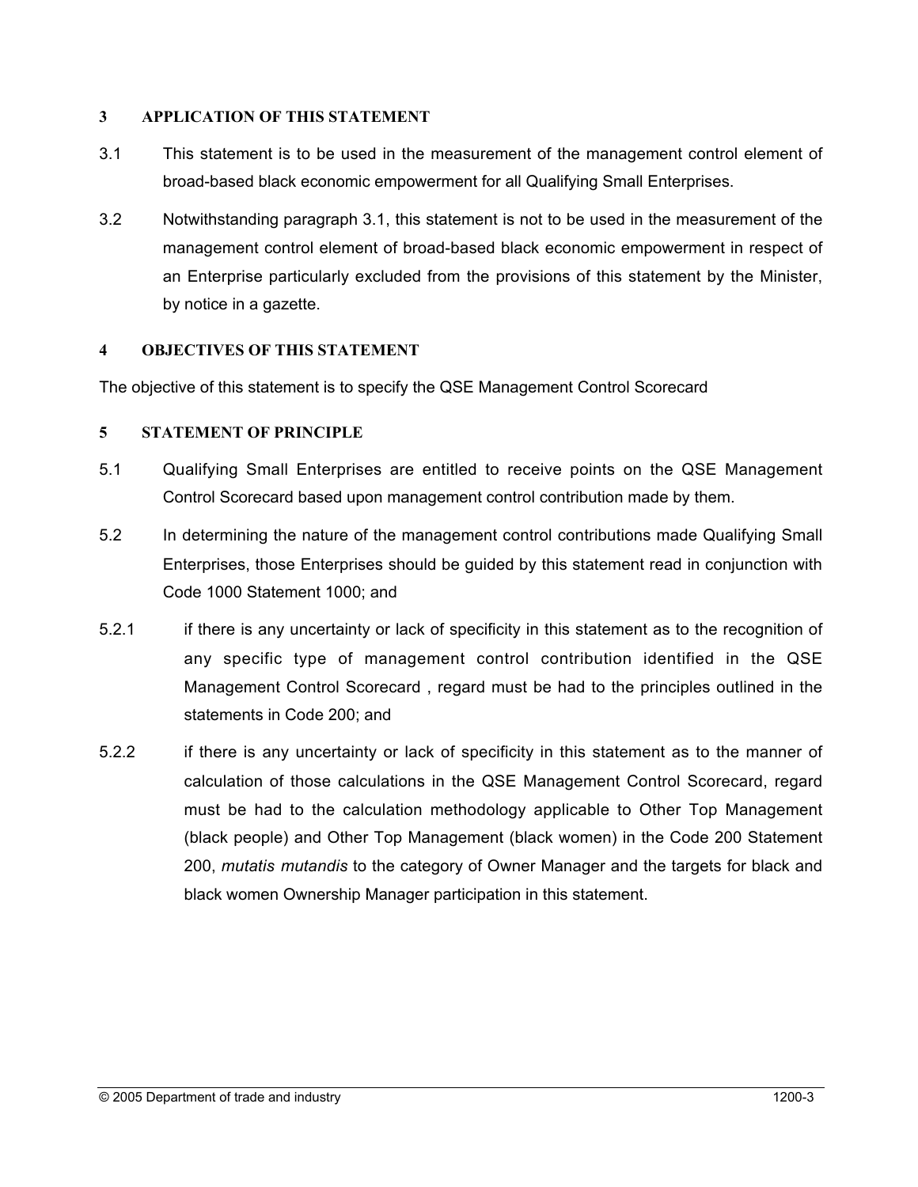## 3 APPLICATION OF THIS STATEMENT

3.1 This statement is to be used in the measurement of the management control element of broad-based black economic empowerment for all Qualifying Small Enterprises.

3.2 Notwithstanding paragraph 3.1, this statement is not to be used in the measurement of the management control element of broad-based black economic empowerment in respect of an Enterprise particularly excluded from the provisions of this statement by the Minister, by notice in a gazette.

## 4 OBJECTIVES OF THIS STATEMENT

The objective of this statement is to specify the QSE Management Control Scorecard

## 5 STATEMENT OF PRINCIPLE

5.1 Qualifying Small Enterprises are entitled to receive points on the QSE Management Control Scorecard based upon management control contribution made by them.

5.2 In determining the nature of the management control contributions made Qualifying Small Enterprises, those Enterprises should be guided by this statement read in conjunction with Code 1000 Statement 1000; and

5.2.1 if there is any uncertainty or lack of specificity in this statement as to the recognition of any specific type of management control contribution identified in the QSE Management Control Scorecard , regard must be had to the principles outlined in the statements in Code 200; and

5.2.2 if there is any uncertainty or lack of specificity in this statement as to the manner of calculation of those calculations in the QSE Management Control Scorecard, regard must be had to the calculation methodology applicable to Other Top Management (black people) and Other Top Management (black women) in the Code 200 Statement 200, *mutatis mutandis* to the category of Owner Manager and the targets for black and black women Ownership Manager participation in this statement.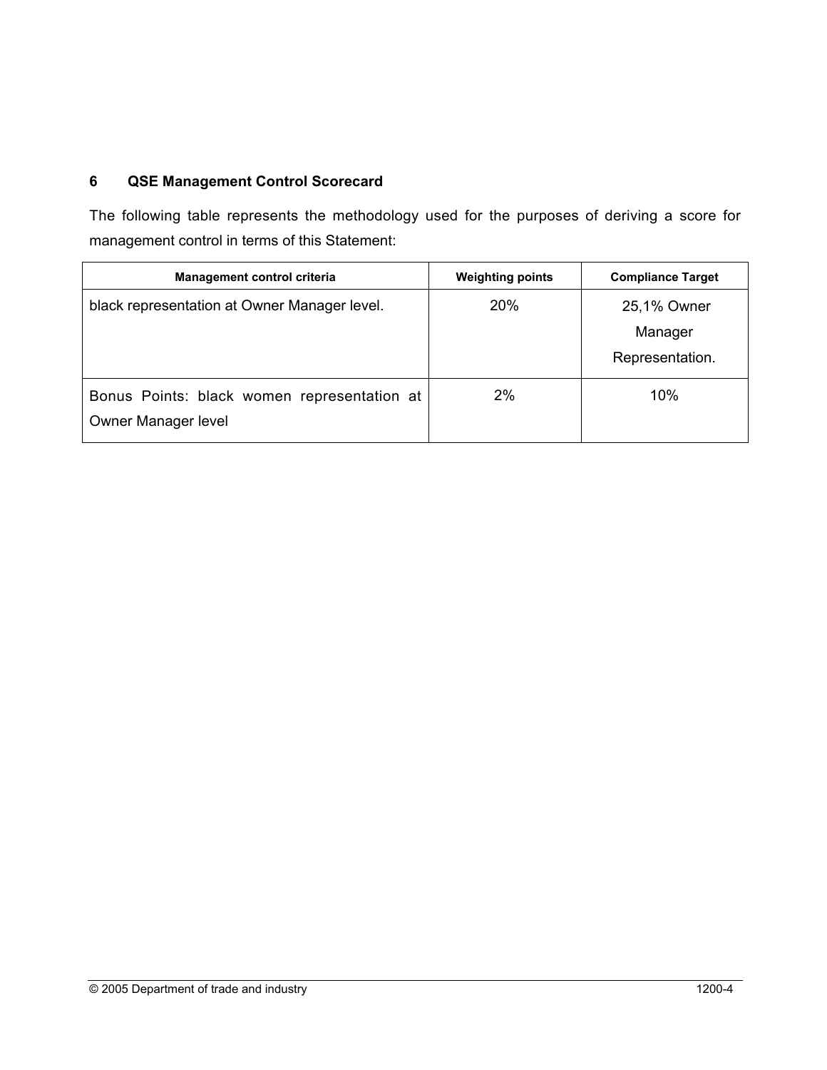## 6 QSE Management Control Scorecard

The following table represents the methodology used for the purposes of deriving a score for management control in terms of this Statement:

| Management control criteria | Weighting points | Compliance Target |
|---|---|---|
| black representation at Owner Manager level. | 20% | 25,1% Owner Manager Representation. |
| Bonus Points: black women representation at Owner Manager level | 2% | 10% |